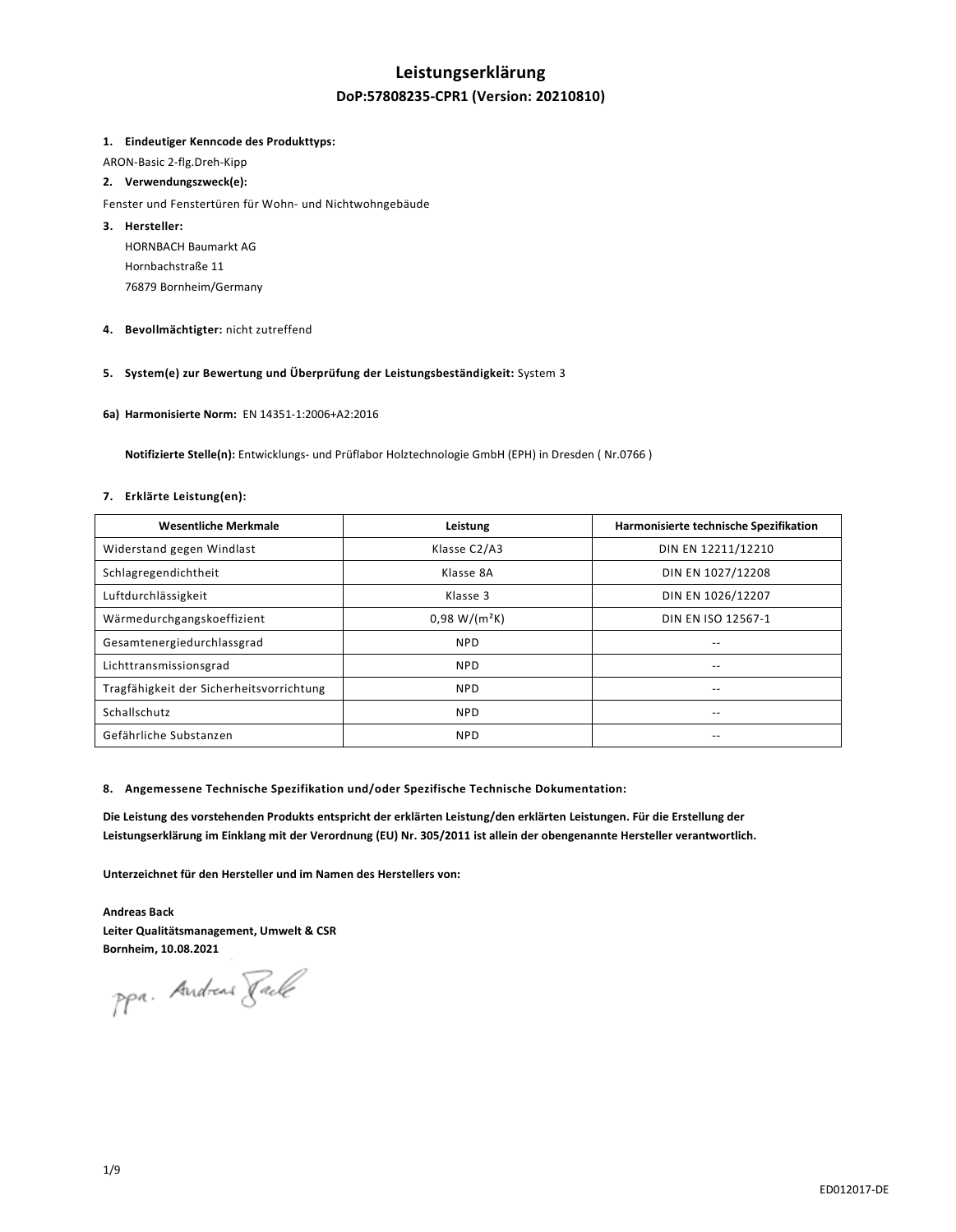# Leistungserklärung

## DoP:57808235-CPR1 (Version: 20210810)

1. **Eindeutiger Kenncode des Produkttyps:**

ARON-Basic 2-flg.Dreh-Kipp

2. **Verwendungszweck(e):**

Fenster und Fenstertüren für Wohn- und Nichtwohngebäude

3. **Hersteller:**

HORNBACH Baumarkt AG
Hornbachstraße 11
76879 Bornheim/Germany

4. **Bevollmächtigter:** nicht zutreffend

5. **System(e) zur Bewertung und Überprüfung der Leistungsbeständigkeit:** System 3

**6a) Harmonisierte Norm:** EN 14351-1:2006+A2:2016

**Notifizierte Stelle(n):** Entwicklungs- und Prüflabor Holztechnologie GmbH (EPH) in Dresden ( Nr.0766 )

7. **Erklärte Leistung(en):**

| Wesentliche Merkmale | Leistung | Harmonisierte technische Spezifikation |
|---|---|---|
| Widerstand gegen Windlast | Klasse C2/A3 | DIN EN 12211/12210 |
| Schlagregendichtheit | Klasse 8A | DIN EN 1027/12208 |
| Luftdurchlässigkeit | Klasse 3 | DIN EN 1026/12207 |
| Wärmedurchgangskoeffizient | 0,98 W/(m²K) | DIN EN ISO 12567-1 |
| Gesamtenergiedurchlassgrad | NPD | -- |
| Lichttransmissionsgrad | NPD | -- |
| Tragfähigkeit der Sicherheitsvorrichtung | NPD | -- |
| Schallschutz | NPD | -- |
| Gefährliche Substanzen | NPD | -- |

8. **Angemessene Technische Spezifikation und/oder Spezifische Technische Dokumentation:**

**Die Leistung des vorstehenden Produkts entspricht der erklärten Leistung/den erklärten Leistungen. Für die Erstellung der Leistungserklärung im Einklang mit der Verordnung (EU) Nr. 305/2011 ist allein der obengenannte Hersteller verantwortlich.**

**Unterzeichnet für den Hersteller und im Namen des Herstellers von:**

**Andreas Back**
**Leiter Qualitätsmanagement, Umwelt & CSR**
**Bornheim, 10.08.2021**

ppa. Andreas Back

ED012017-DE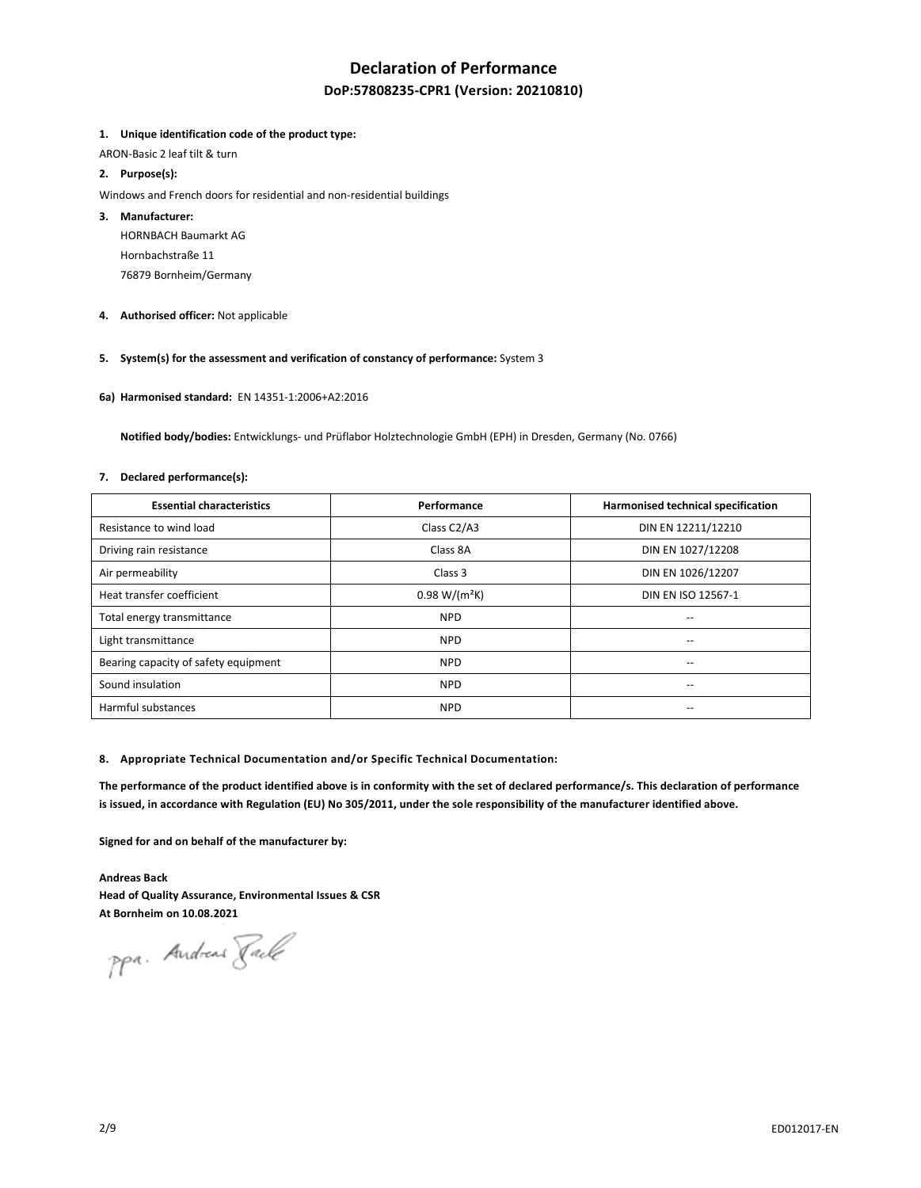# Declaration of Performance

## DoP:57808235-CPR1 (Version: 20210810)

1. **Unique identification code of the product type:**

ARON-Basic 2 leaf tilt & turn

2. **Purpose(s):**

Windows and French doors for residential and non-residential buildings

3. **Manufacturer:**

HORNBACH Baumarkt AG
Hornbachstraße 11
76879 Bornheim/Germany

4. **Authorised officer:** Not applicable

5. **System(s) for the assessment and verification of constancy of performance:** System 3

**6a) Harmonised standard:** EN 14351-1:2006+A2:2016

**Notified body/bodies:** Entwicklungs- und Prüflabor Holztechnologie GmbH (EPH) in Dresden, Germany (No. 0766)

7. **Declared performance(s):**

| Essential characteristics | Performance | Harmonised technical specification |
| --- | --- | --- |
| Resistance to wind load | Class C2/A3 | DIN EN 12211/12210 |
| Driving rain resistance | Class 8A | DIN EN 1027/12208 |
| Air permeability | Class 3 | DIN EN 1026/12207 |
| Heat transfer coefficient | 0.98 $W/(m^2K)$ | DIN EN ISO 12567-1 |
| Total energy transmittance | NPD | -- |
| Light transmittance | NPD | -- |
| Bearing capacity of safety equipment | NPD | -- |
| Sound insulation | NPD | -- |
| Harmful substances | NPD | -- |

8. **Appropriate Technical Documentation and/or Specific Technical Documentation:**

**The performance of the product identified above is in conformity with the set of declared performance/s. This declaration of performance is issued, in accordance with Regulation (EU) No 305/2011, under the sole responsibility of the manufacturer identified above.**

**Signed for and on behalf of the manufacturer by:**

**Andreas Back**
**Head of Quality Assurance, Environmental Issues & CSR**
**At Bornheim on 10.08.2021**

ppa. Andreas Back

ED012017-EN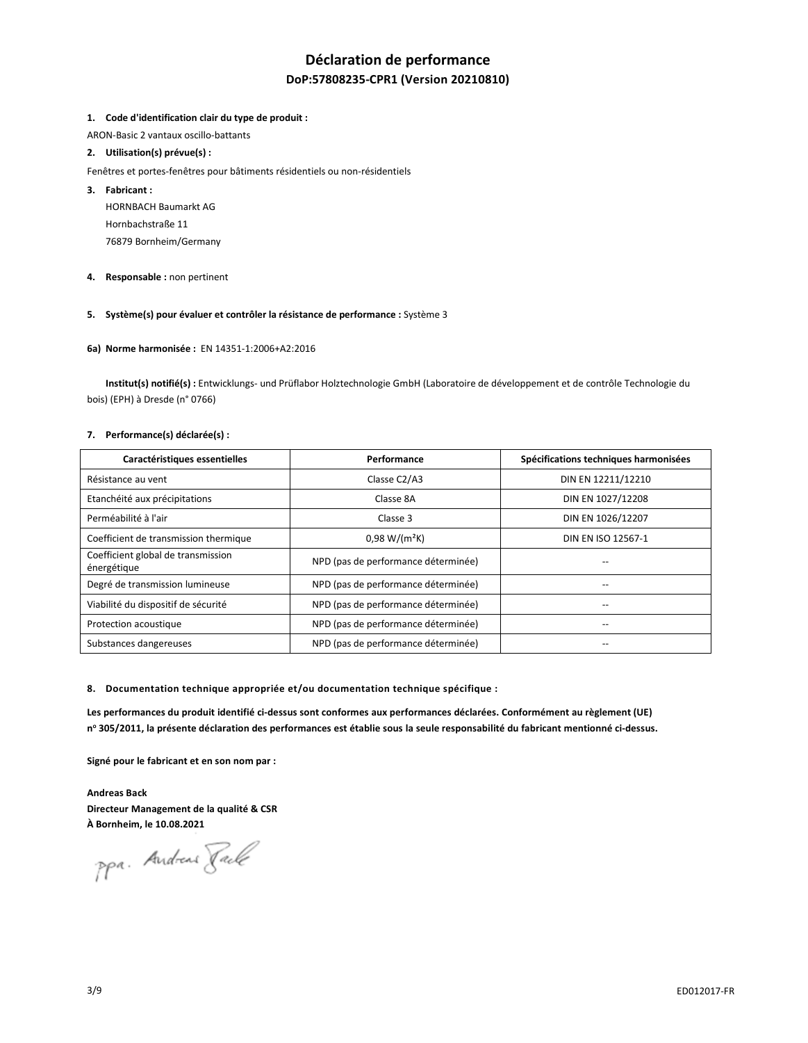# Déclaration de performance

## DoP:57808235-CPR1 (Version 20210810)

1. **Code d'identification clair du type de produit :**

ARON-Basic 2 vantaux oscillo-battants

2. **Utilisation(s) prévue(s) :**

Fenêtres et portes-fenêtres pour bâtiments résidentiels ou non-résidentiels

3. **Fabricant :**

HORNBACH Baumarkt AG
Hornbachstraße 11
76879 Bornheim/Germany

4. **Responsable :** non pertinent

5. **Système(s) pour évaluer et contrôler la résistance de performance :** Système 3

**6a) Norme harmonisée :** EN 14351-1:2006+A2:2016

**Institut(s) notifié(s) :** Entwicklungs- und Prüflabor Holztechnologie GmbH (Laboratoire de développement et de contrôle Technologie du bois) (EPH) à Dresde (n° 0766)

7. **Performance(s) déclarée(s) :**

| Caractéristiques essentielles | Performance | Spécifications techniques harmonisées |
|---|---|---|
| Résistance au vent | Classe C2/A3 | DIN EN 12211/12210 |
| Etanchéité aux précipitations | Classe 8A | DIN EN 1027/12208 |
| Perméabilité à l'air | Classe 3 | DIN EN 1026/12207 |
| Coefficient de transmission thermique | 0,98 W/(m²K) | DIN EN ISO 12567-1 |
| Coefficient global de transmission énergétique | NPD (pas de performance déterminée) | -- |
| Degré de transmission lumineuse | NPD (pas de performance déterminée) | -- |
| Viabilité du dispositif de sécurité | NPD (pas de performance déterminée) | -- |
| Protection acoustique | NPD (pas de performance déterminée) | -- |
| Substances dangereuses | NPD (pas de performance déterminée) | -- |

8. **Documentation technique appropriée et/ou documentation technique spécifique :**

**Les performances du produit identifié ci-dessus sont conformes aux performances déclarées. Conformément au règlement (UE) n° 305/2011, la présente déclaration des performances est établie sous la seule responsabilité du fabricant mentionné ci-dessus.**

**Signé pour le fabricant et en son nom par :**

**Andreas Back**
**Directeur Management de la qualité & CSR**
**À Bornheim, le 10.08.2021**

ppa. Andreas Back

ED012017-FR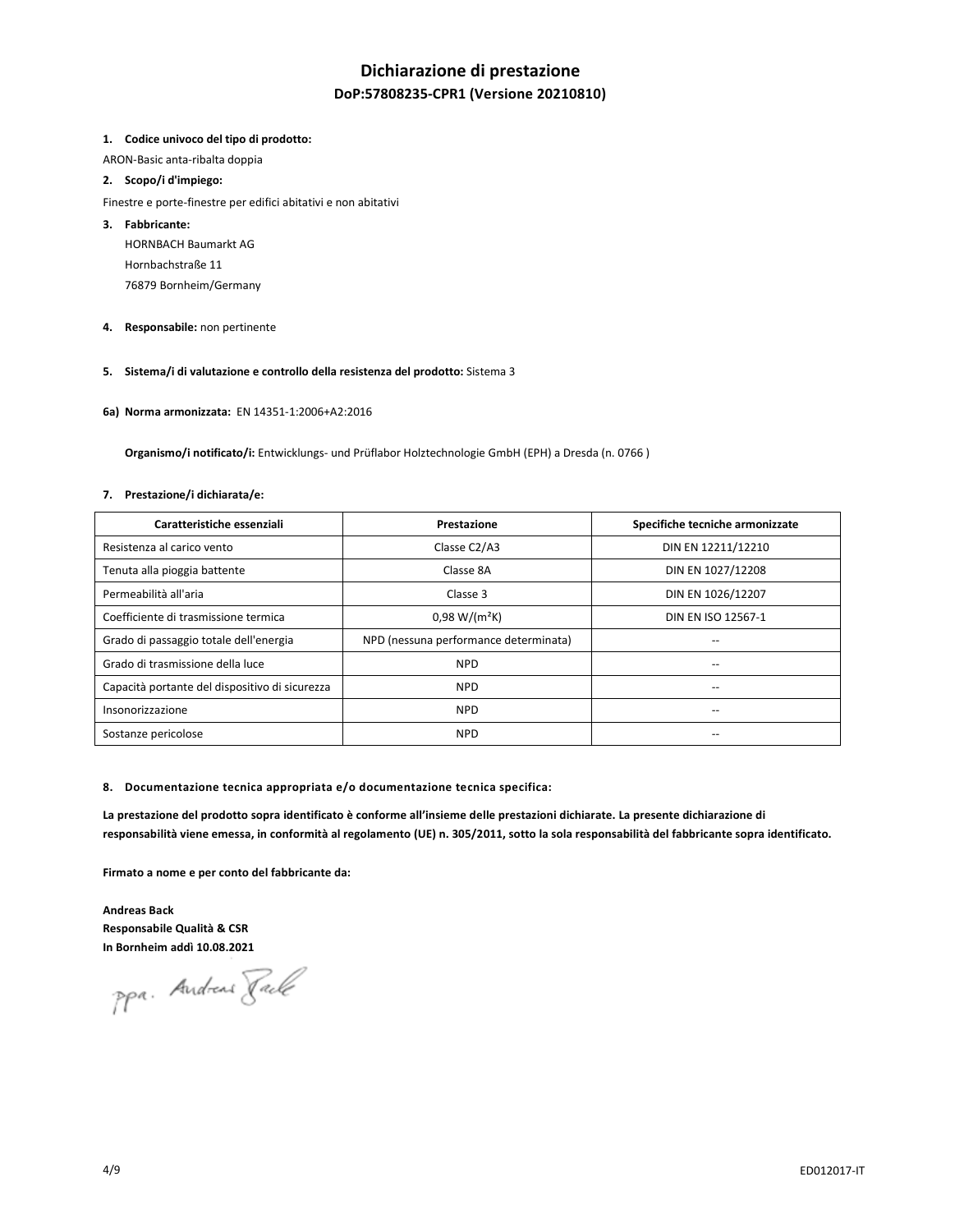# Dichiarazione di prestazione

## DoP:57808235-CPR1 (Versione 20210810)

**1. Codice univoco del tipo di prodotto:**

ARON-Basic anta-ribalta doppia

**2. Scopo/i d'impiego:**

Finestre e porte-finestre per edifici abitativi e non abitativi

**3. Fabbricante:**

HORNBACH Baumarkt AG
Hornbachstraße 11
76879 Bornheim/Germany

**4. Responsabile:** non pertinente

**5. Sistema/i di valutazione e controllo della resistenza del prodotto:** Sistema 3

**6a) Norma armonizzata:** EN 14351-1:2006+A2:2016

**Organismo/i notificato/i:** Entwicklungs- und Prüflabor Holztechnologie GmbH (EPH) a Dresda (n. 0766 )

**7. Prestazione/i dichiarata/e:**

| Caratteristiche essenziali | Prestazione | Specifiche tecniche armonizzate |
|---|---|---|
| Resistenza al carico vento | Classe C2/A3 | DIN EN 12211/12210 |
| Tenuta alla pioggia battente | Classe 8A | DIN EN 1027/12208 |
| Permeabilità all'aria | Classe 3 | DIN EN 1026/12207 |
| Coefficiente di trasmissione termica | 0,98 W/(m²K) | DIN EN ISO 12567-1 |
| Grado di passaggio totale dell'energia | NPD (nessuna performance determinata) | -- |
| Grado di trasmissione della luce | NPD | -- |
| Capacità portante del dispositivo di sicurezza | NPD | -- |
| Insonorizzazione | NPD | -- |
| Sostanze pericolose | NPD | -- |

**8. Documentazione tecnica appropriata e/o documentazione tecnica specifica:**

**La prestazione del prodotto sopra identificato è conforme all'insieme delle prestazioni dichiarate. La presente dichiarazione di responsabilità viene emessa, in conformità al regolamento (UE) n. 305/2011, sotto la sola responsabilità del fabbricante sopra identificato.**

**Firmato a nome e per conto del fabbricante da:**

**Andreas Back**
**Responsabile Qualità & CSR**
**In Bornheim addì 10.08.2021**

ppa. Andreas Back

ED012017-IT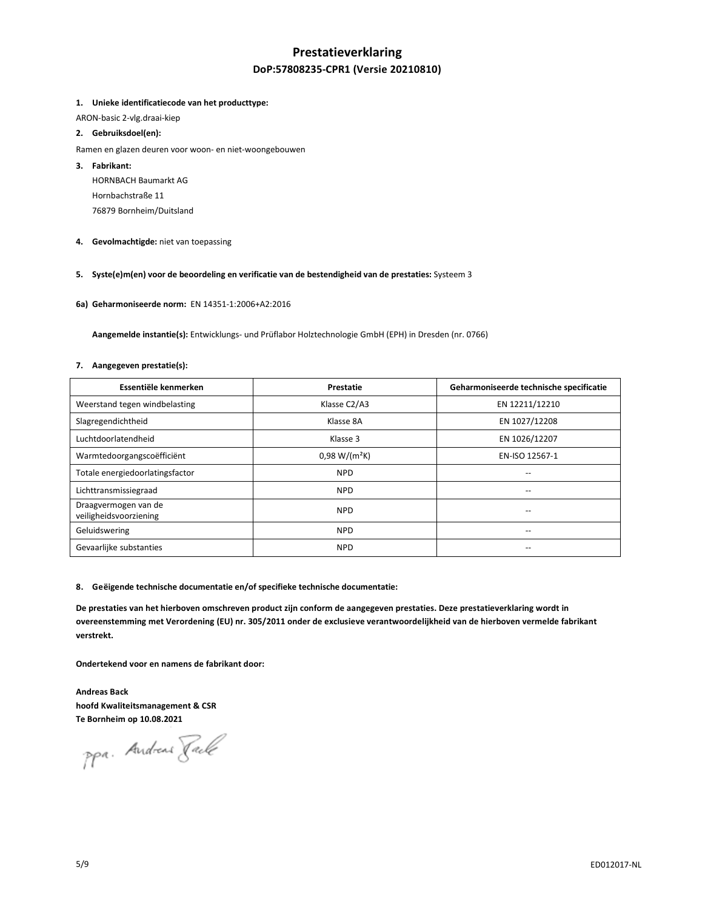# Prestatieverklaring

## DoP:57808235-CPR1 (Versie 20210810)

1. **Unieke identificatiecode van het producttype:**

ARON-basic 2-vlg.draai-kiep

2. **Gebruiksdoel(en):**

Ramen en glazen deuren voor woon- en niet-woongebouwen

3. **Fabrikant:**

HORNBACH Baumarkt AG
Hornbachstraße 11
76879 Bornheim/Duitsland

4. **Gevolmachtigde:** niet van toepassing

5. **Syste(e)m(en) voor de beoordeling en verificatie van de bestendigheid van de prestaties:** Systeem 3

6a) **Geharmoniseerde norm:** EN 14351-1:2006+A2:2016

**Aangemelde instantie(s):** Entwicklungs- und Prüflabor Holztechnologie GmbH (EPH) in Dresden (nr. 0766)

7. **Aangegeven prestatie(s):**

| Essentiële kenmerken | Prestatie | Geharmoniseerde technische specificatie |
|---|---|---|
| Weerstand tegen windbelasting | Klasse C2/A3 | EN 12211/12210 |
| Slagregendichtheid | Klasse 8A | EN 1027/12208 |
| Luchtdoorlatendheid | Klasse 3 | EN 1026/12207 |
| Warmtedoorgangscoëfficiënt | 0,98 W/(m²K) | EN-ISO 12567-1 |
| Totale energiedoorlatingsfactor | NPD | -- |
| Lichttransmissiegraad | NPD | -- |
| Draagvermogen van de veiligheidsvoorziening | NPD | -- |
| Geluidswering | NPD | -- |
| Gevaarlijke substanties | NPD | -- |

8. **Geëigende technische documentatie en/of specifieke technische documentatie:**

**De prestaties van het hierboven omschreven product zijn conform de aangegeven prestaties. Deze prestatieverklaring wordt in overeenstemming met Verordening (EU) nr. 305/2011 onder de exclusieve verantwoordelijkheid van de hierboven vermelde fabrikant verstrekt.**

**Ondertekend voor en namens de fabrikant door:**

**Andreas Back**
**hoofd Kwaliteitsmanagement & CSR**
**Te Bornheim op 10.08.2021**

ppa. Andreas Back

ED012017-NL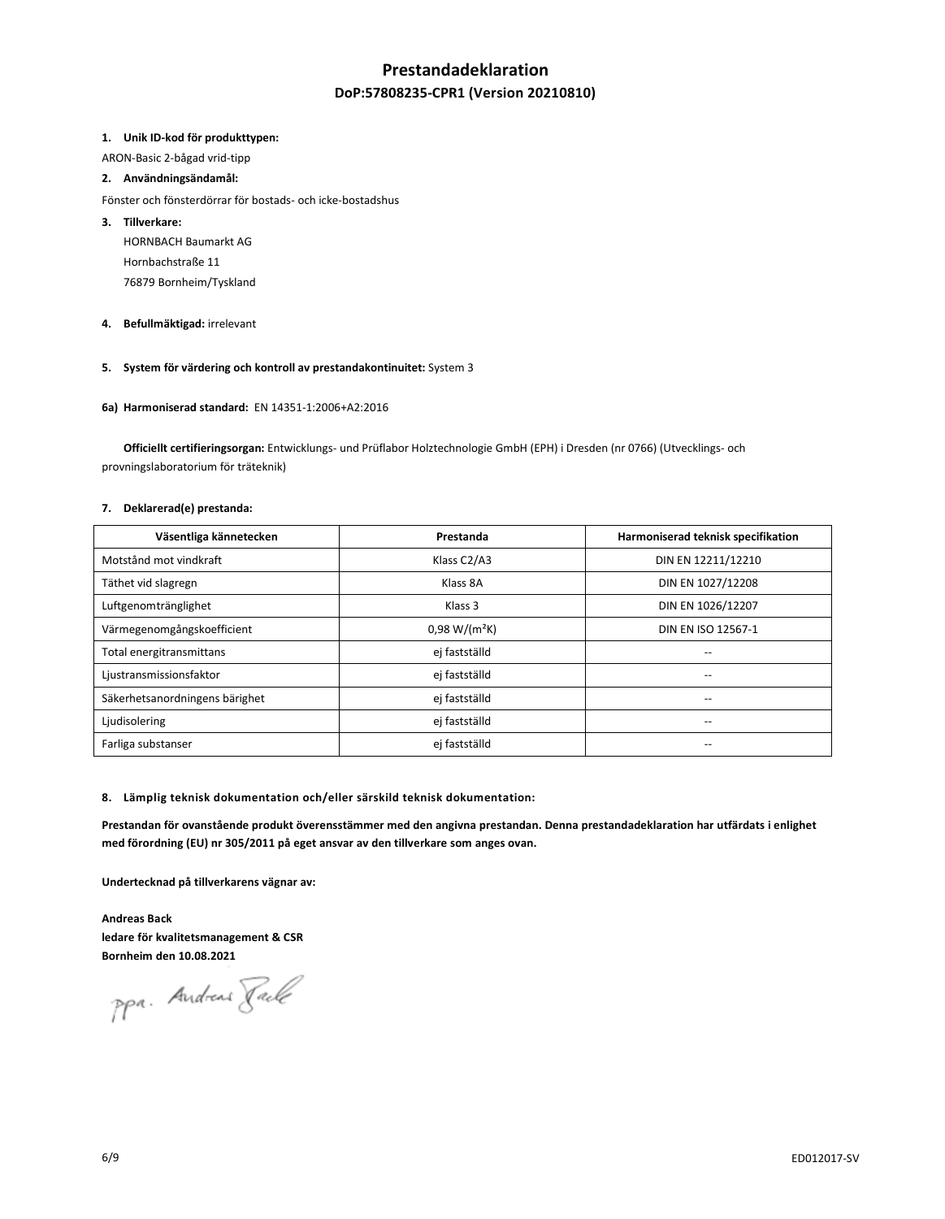# Prestandadeklaration

## DoP:57808235-CPR1 (Version 20210810)

**1. Unik ID-kod för produkttypen:**

ARON-Basic 2-bågad vrid-tipp

**2. Användningsändamål:**

Fönster och fönsterdörrar för bostads- och icke-bostadshus

**3. Tillverkare:**

HORNBACH Baumarkt AG
Hornbachstraße 11
76879 Bornheim/Tyskland

**4. Befullmäktigad:** irrelevant

**5. System för värdering och kontroll av prestandakontinuitet:** System 3

**6a) Harmoniserad standard:** EN 14351-1:2006+A2:2016

**Officiellt certifieringsorgan:** Entwicklungs- und Prüflabor Holztechnologie GmbH (EPH) i Dresden (nr 0766) (Utvecklings- och provningslaboratorium för träteknik)

**7. Deklarerad(e) prestanda:**

| Väsentliga kännetecken | Prestanda | Harmoniserad teknisk specifikation |
| --- | --- | --- |
| Motstånd mot vindkraft | Klass C2/A3 | DIN EN 12211/12210 |
| Täthet vid slagregn | Klass 8A | DIN EN 1027/12208 |
| Luftgenomtränglighet | Klass 3 | DIN EN 1026/12207 |
| Värmegenomgångskoefficient | 0,98 $W/(m^2K)$ | DIN EN ISO 12567-1 |
| Total energitransmittans | ej fastställd | -- |
| Ljustransmissionsfaktor | ej fastställd | -- |
| Säkerhetsanordningens bärighet | ej fastställd | -- |
| Ljudisolering | ej fastställd | -- |
| Farliga substanser | ej fastställd | -- |

**8. Lämplig teknisk dokumentation och/eller särskild teknisk dokumentation:**

**Prestandan för ovanstående produkt överensstämmer med den angivna prestandan. Denna prestandadeklaration har utfärdats i enlighet med förordning (EU) nr 305/2011 på eget ansvar av den tillverkare som anges ovan.**

**Undertecknad på tillverkarens vägnar av:**

**Andreas Back**
**ledare för kvalitetsmanagement & CSR**
**Bornheim den 10.08.2021**

ppa. Andreas Back

ED012017-SV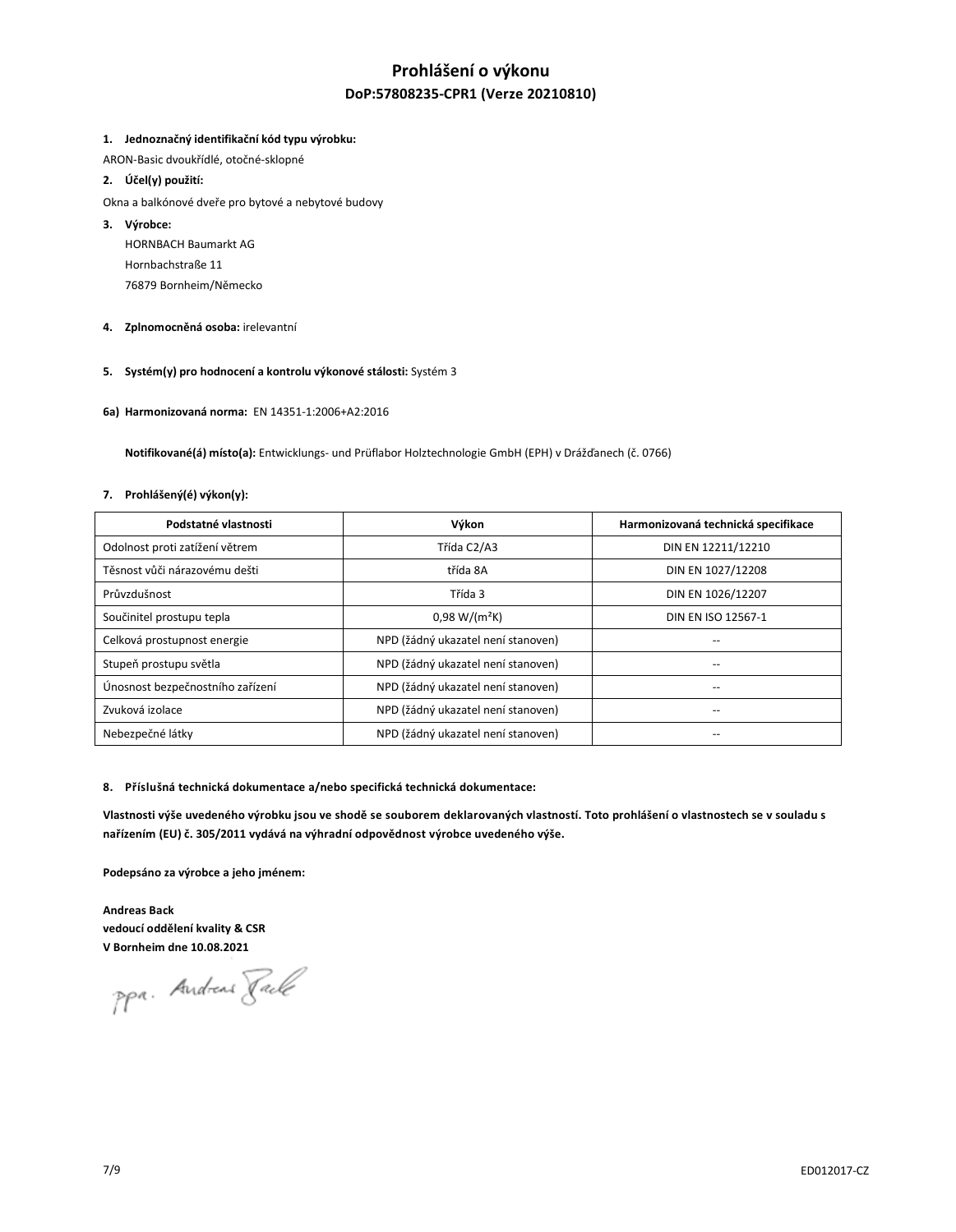# Prohlášení o výkonu

## DoP:57808235-CPR1 (Verze 20210810)

**1. Jednoznačný identifikační kód typu výrobku:**

ARON-Basic dvoukřídlé, otočné-sklopné

**2. Účel(y) použití:**

Okna a balkónové dveře pro bytové a nebytové budovy

**3. Výrobce:**

HORNBACH Baumarkt AG
Hornbachstraße 11
76879 Bornheim/Německo

**4. Zplnomocněná osoba:** irelevantní

**5. Systém(y) pro hodnocení a kontrolu výkonové stálosti:** Systém 3

**6a) Harmonizovaná norma:** EN 14351-1:2006+A2:2016

**Notifikované(á) místo(a):** Entwicklungs- und Prüflabor Holztechnologie GmbH (EPH) v Drážďanech (č. 0766)

**7. Prohlášený(é) výkon(y):**

| Podstatné vlastnosti | Výkon | Harmonizovaná technická specifikace |
|---|---|---|
| Odolnost proti zatížení větrem | Třída C2/A3 | DIN EN 12211/12210 |
| Těsnost vůči nárazovému dešti | třída 8A | DIN EN 1027/12208 |
| Průvzdušnost | Třída 3 | DIN EN 1026/12207 |
| Součinitel prostupu tepla | 0,98 W/(m²K) | DIN EN ISO 12567-1 |
| Celková prostupnost energie | NPD (žádný ukazatel není stanoven) | -- |
| Stupeň prostupu světla | NPD (žádný ukazatel není stanoven) | -- |
| Únosnost bezpečnostního zařízení | NPD (žádný ukazatel není stanoven) | -- |
| Zvuková izolace | NPD (žádný ukazatel není stanoven) | -- |
| Nebezpečné látky | NPD (žádný ukazatel není stanoven) | -- |

**8. Příslušná technická dokumentace a/nebo specifická technická dokumentace:**

**Vlastnosti výše uvedeného výrobku jsou ve shodě se souborem deklarovaných vlastností. Toto prohlášení o vlastnostech se v souladu s nařízením (EU) č. 305/2011 vydává na výhradní odpovědnost výrobce uvedeného výše.**

**Podepsáno za výrobce a jeho jménem:**

**Andreas Back**
**vedoucí oddělení kvality & CSR**
**V Bornheim dne 10.08.2021**

ppa. Andreas Back

ED012017-CZ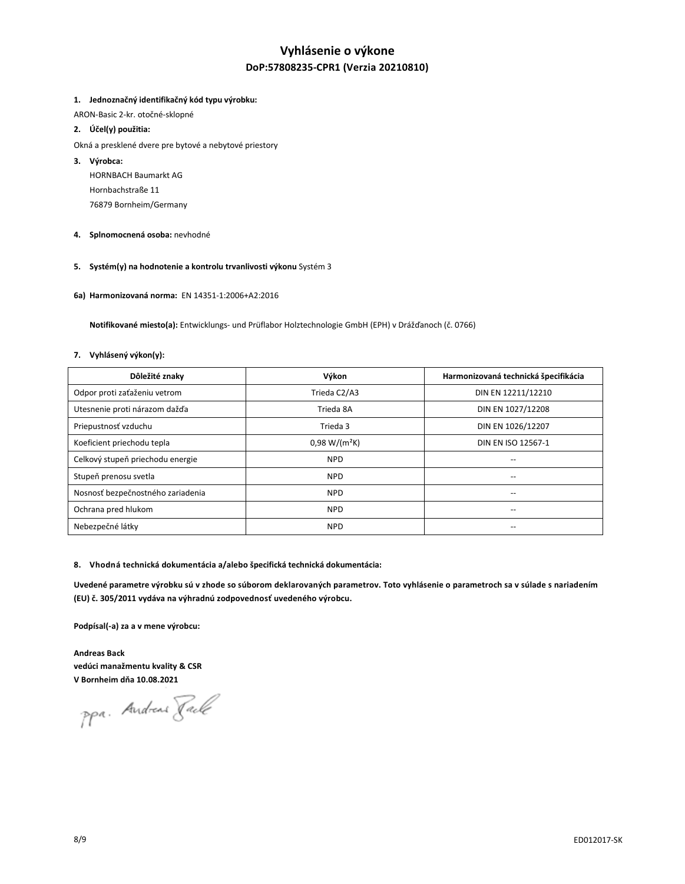# Vyhlásenie o výkone

## DoP:57808235-CPR1 (Verzia 20210810)

**1. Jednoznačný identifikačný kód typu výrobku:**

ARON-Basic 2-kr. otočné-sklopné

**2. Účel(y) použitia:**

Okná a presklené dvere pre bytové a nebytové priestory

**3. Výrobca:**

HORNBACH Baumarkt AG
Hornbachstraße 11
76879 Bornheim/Germany

**4. Splnomocnená osoba:** nevhodné

**5. Systém(y) na hodnotenie a kontrolu trvanlivosti výkonu** Systém 3

**6a) Harmonizovaná norma:** EN 14351-1:2006+A2:2016

**Notifikované miesto(a):** Entwicklungs- und Prüflabor Holztechnologie GmbH (EPH) v Drážďanoch (č. 0766)

**7. Vyhlásený výkon(y):**

| Dôležité znaky | Výkon | Harmonizovaná technická špecifikácia |
|---|---|---|
| Odpor proti zaťaženiu vetrom | Trieda C2/A3 | DIN EN 12211/12210 |
| Utesnenie proti nárazom dažďa | Trieda 8A | DIN EN 1027/12208 |
| Priepustnosť vzduchu | Trieda 3 | DIN EN 1026/12207 |
| Koeficient priechodu tepla | 0,98 W/(m²K) | DIN EN ISO 12567-1 |
| Celkový stupeň priechodu energie | NPD | -- |
| Stupeň prenosu svetla | NPD | -- |
| Nosnosť bezpečnostného zariadenia | NPD | -- |
| Ochrana pred hlukom | NPD | -- |
| Nebezpečné látky | NPD | -- |

**8. Vhodná technická dokumentácia a/alebo špecifická technická dokumentácia:**

**Uvedené parametre výrobku sú v zhode so súborom deklarovaných parametrov. Toto vyhlásenie o parametroch sa v súlade s nariadením (EU) č. 305/2011 vydáva na výhradnú zodpovednosť uvedeného výrobcu.**

**Podpísal(-a) za a v mene výrobcu:**

**Andreas Back**
**vedúci manažmentu kvality & CSR**
**V Bornheim dňa 10.08.2021**

ppa. Andreas Back

ED012017-SK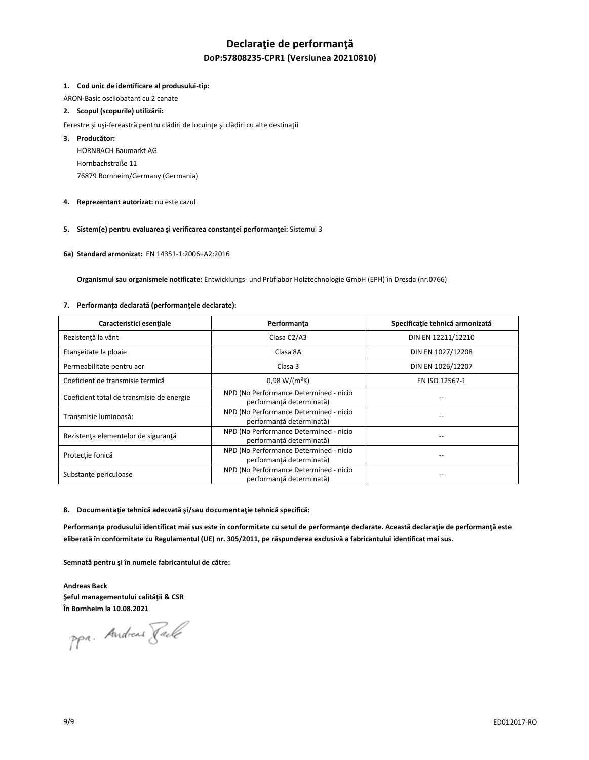# Declaraţie de performanţă

## DoP:57808235-CPR1 (Versiunea 20210810)

**1. Cod unic de identificare al produsului-tip:**

ARON-Basic oscilobatant cu 2 canate

**2. Scopul (scopurile) utilizării:**

Ferestre şi uşi-fereastră pentru clădiri de locuinţe şi clădiri cu alte destinaţii

**3. Producător:**

HORNBACH Baumarkt AG
Hornbachstraße 11
76879 Bornheim/Germany (Germania)

**4. Reprezentant autorizat:** nu este cazul

**5. Sistem(e) pentru evaluarea şi verificarea constanţei performanţei:** Sistemul 3

**6a) Standard armonizat:** EN 14351-1:2006+A2:2016

**Organismul sau organismele notificate:** Entwicklungs- und Prüflabor Holztechnologie GmbH (EPH) în Dresda (nr.0766)

**7. Performanţa declarată (performanţele declarate):**

| Caracteristici esenţiale | Performanţa | Specificaţie tehnică armonizată |
| --- | --- | --- |
| Rezistenţă la vânt | Clasa C2/A3 | DIN EN 12211/12210 |
| Etanşeitate la ploaie | Clasa 8A | DIN EN 1027/12208 |
| Permeabilitate pentru aer | Clasa 3 | DIN EN 1026/12207 |
| Coeficient de transmisie termică | 0,98 W/(m²K) | EN ISO 12567-1 |
| Coeficient total de transmisie de energie | NPD (No Performance Determined - nicio performanţă determinată) | -- |
| Transmisie luminoasă: | NPD (No Performance Determined - nicio performanţă determinată) | -- |
| Rezistenţa elementelor de siguranţă | NPD (No Performance Determined - nicio performanţă determinată) | -- |
| Protecţie fonică | NPD (No Performance Determined - nicio performanţă determinată) | -- |
| Substanţe periculoase | NPD (No Performance Determined - nicio performanţă determinată) | -- |

**8. Documentaţie tehnică adecvată şi/sau documentaţie tehnică specifică:**

**Performanţa produsului identificat mai sus este în conformitate cu setul de performanţe declarate. Această declaraţie de performanţă este eliberată în conformitate cu Regulamentul (UE) nr. 305/2011, pe răspunderea exclusivă a fabricantului identificat mai sus.**

**Semnată pentru şi în numele fabricantului de către:**

**Andreas Back**
**Şeful managementului calităţii & CSR**
**În Bornheim la 10.08.2021**

ppa. Andreas Back

ED012017-RO